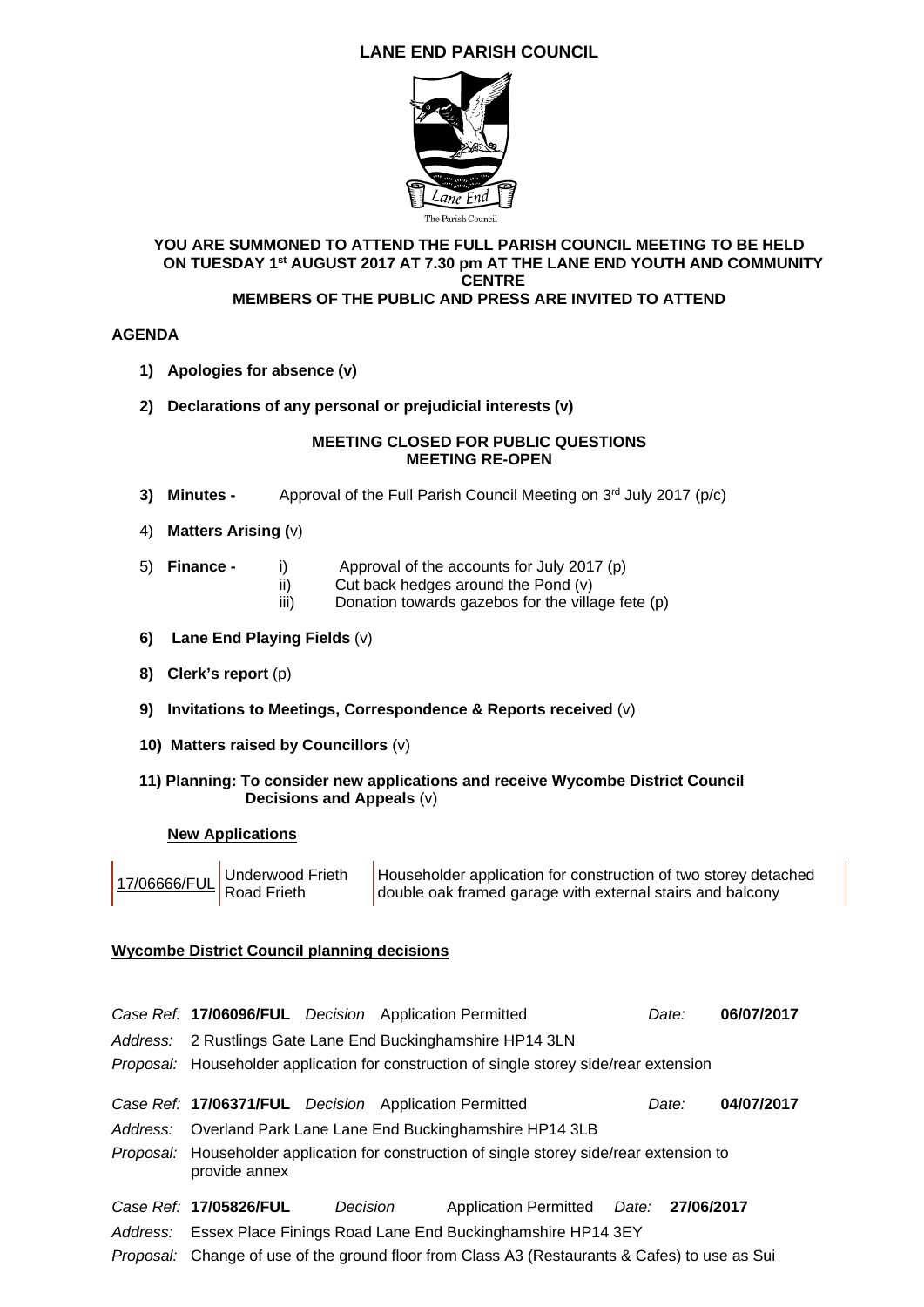# LANE END PARISH COUNCIL

**YOU ARE SUMMONED TO ATTEND THE FULL PARISH COUNCIL MEETING TO BE HELD ON TUESDAY 1st AUGUST 2017 AT 7.30 pm AT THE LANE END YOUTH AND COMMUNITY CENTRE**

**MEMBERS OF THE PUBLIC AND PRESS ARE INVITED TO ATTEND**

**AGENDA**

1) **Apologies for absence (v)**

2) **Declarations of any personal or prejudicial interests (v)**

**MEETING CLOSED FOR PUBLIC QUESTIONS**
**MEETING RE-OPEN**

3) **Minutes -** Approval of the Full Parish Council Meeting on 3rd July 2017 (p/c)

4) **Matters Arising (**v)

5) **Finance -**
   i) Approval of the accounts for July 2017 (p)
   ii) Cut back hedges around the Pond (v)
   iii) Donation towards gazebos for the village fete (p)

6) **Lane End Playing Fields** (v)

8) **Clerk's report** (p)

9) **Invitations to Meetings, Correspondence & Reports received** (v)

10) **Matters raised by Councillors** (v)

11) **Planning: To consider new applications and receive Wycombe District Council Decisions and Appeals** (v)

**New Applications**

| | | |
|---|---|---|
| 17/06666/FUL | Underwood Frieth Road Frieth | Householder application for construction of two storey detached double oak framed garage with external stairs and balcony |

**Wycombe District Council planning decisions**

*Case Ref:* **17/06096/FUL** *Decision* Application Permitted *Date:* **06/07/2017**
*Address:* 2 Rustlings Gate Lane End Buckinghamshire HP14 3LN
*Proposal:* Householder application for construction of single storey side/rear extension

*Case Ref:* **17/06371/FUL** *Decision* Application Permitted *Date:* **04/07/2017**
*Address:* Overland Park Lane Lane End Buckinghamshire HP14 3LB
*Proposal:* Householder application for construction of single storey side/rear extension to provide annex

*Case Ref:* **17/05826/FUL** *Decision* Application Permitted *Date:* **27/06/2017**
*Address:* Essex Place Finings Road Lane End Buckinghamshire HP14 3EY
*Proposal:* Change of use of the ground floor from Class A3 (Restaurants & Cafes) to use as Sui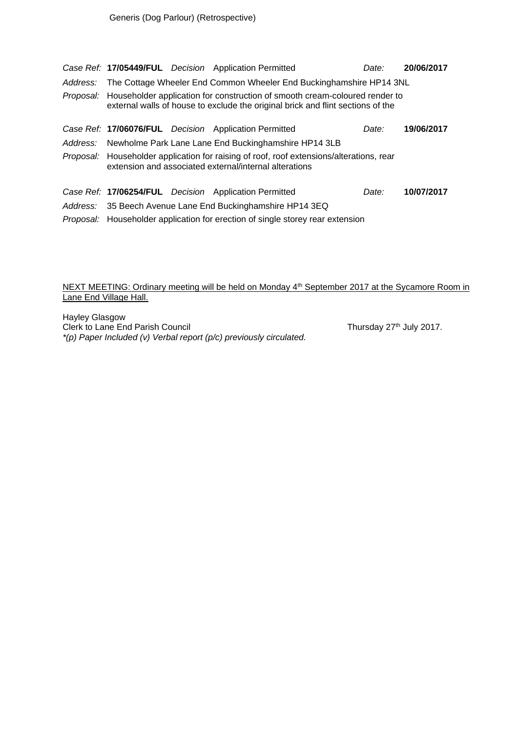Generis (Dog Parlour) (Retrospective)

*Case Ref:* **17/05449/FUL** *Decision* Application Permitted *Date:* **20/06/2017**

*Address:* The Cottage Wheeler End Common Wheeler End Buckinghamshire HP14 3NL

*Proposal:* Householder application for construction of smooth cream-coloured render to external walls of house to exclude the original brick and flint sections of the

*Case Ref:* **17/06076/FUL** *Decision* Application Permitted *Date:* **19/06/2017**

*Address:* Newholme Park Lane Lane End Buckinghamshire HP14 3LB

*Proposal:* Householder application for raising of roof, roof extensions/alterations, rear extension and associated external/internal alterations

*Case Ref:* **17/06254/FUL** *Decision* Application Permitted *Date:* **10/07/2017**

*Address:* 35 Beech Avenue Lane End Buckinghamshire HP14 3EQ

*Proposal:* Householder application for erection of single storey rear extension

<u>NEXT MEETING: Ordinary meeting will be held on Monday 4th September 2017 at the Sycamore Room in Lane End Village Hall.</u>

Hayley Glasgow
Clerk to Lane End Parish Council

Thursday 27th July 2017.

*\*(p) Paper Included (v) Verbal report (p/c) previously circulated.*